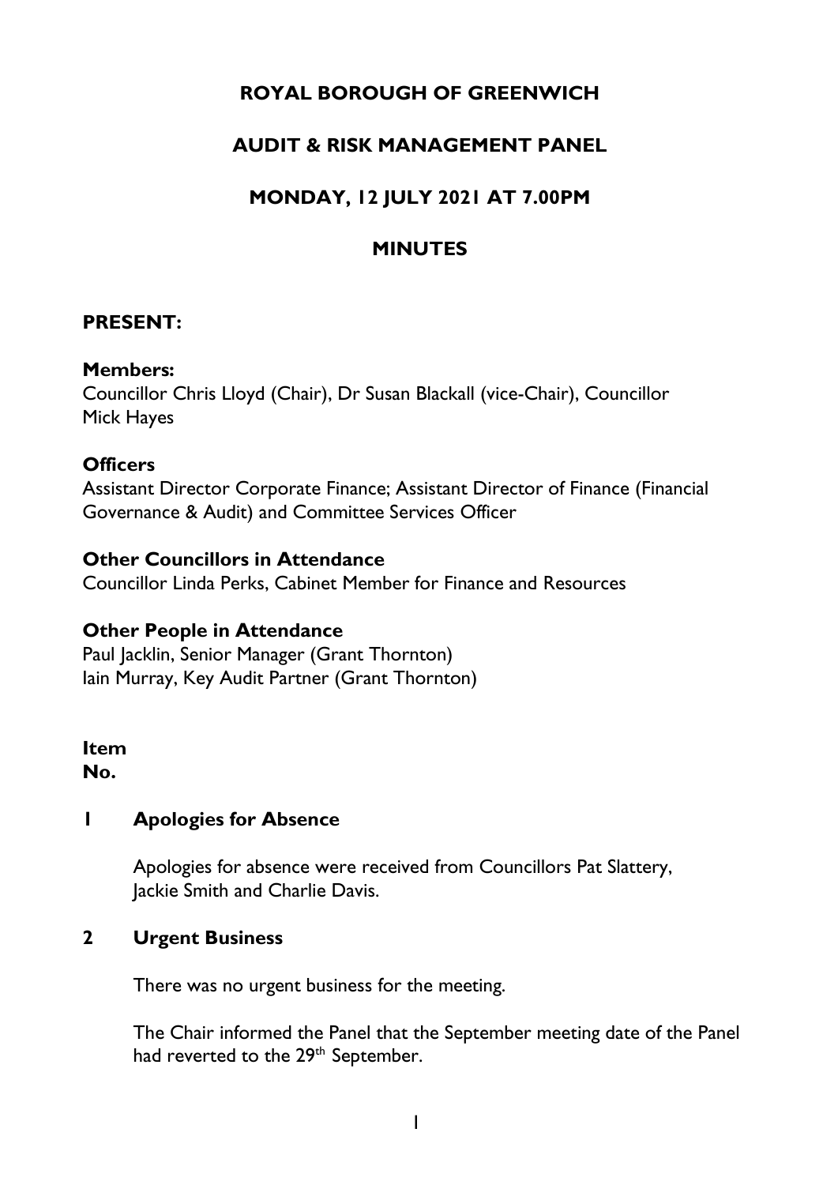# ROYAL BOROUGH OF GREENWICH

## AUDIT & RISK MANAGEMENT PANEL

## MONDAY, 12 JULY 2021 AT 7.00PM

## MINUTES

**PRESENT:**

**Members:**
Councillor Chris Lloyd (Chair), Dr Susan Blackall (vice-Chair), Councillor Mick Hayes

**Officers**
Assistant Director Corporate Finance; Assistant Director of Finance (Financial Governance & Audit) and Committee Services Officer

**Other Councillors in Attendance**
Councillor Linda Perks, Cabinet Member for Finance and Resources

**Other People in Attendance**
Paul Jacklin, Senior Manager (Grant Thornton)
Iain Murray, Key Audit Partner (Grant Thornton)

**Item No.**

**1 Apologies for Absence**

Apologies for absence were received from Councillors Pat Slattery, Jackie Smith and Charlie Davis.

**2 Urgent Business**

There was no urgent business for the meeting.

The Chair informed the Panel that the September meeting date of the Panel had reverted to the 29th September.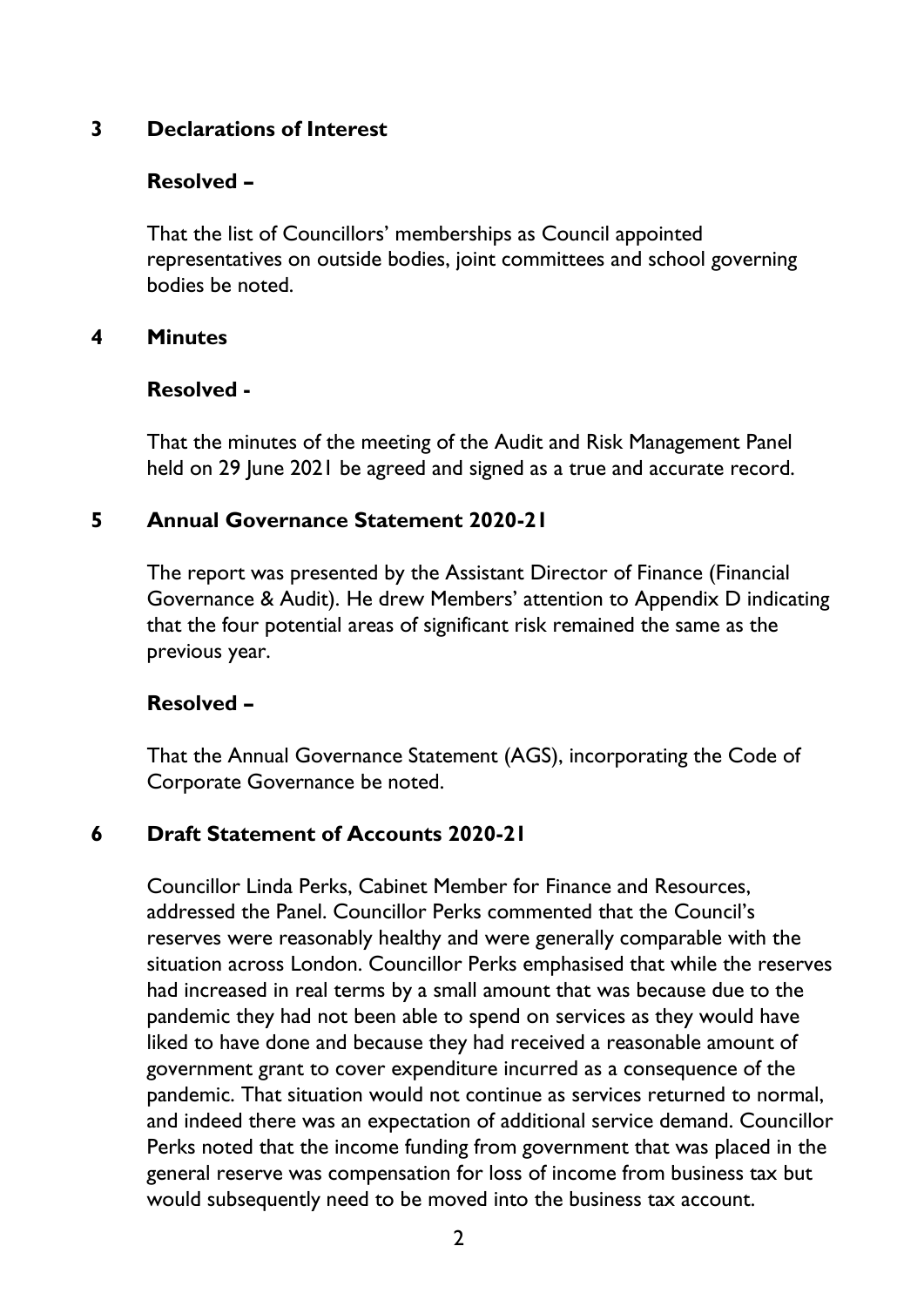## 3 Declarations of Interest

**Resolved –**

That the list of Councillors' memberships as Council appointed representatives on outside bodies, joint committees and school governing bodies be noted.

## 4 Minutes

**Resolved -**

That the minutes of the meeting of the Audit and Risk Management Panel held on 29 June 2021 be agreed and signed as a true and accurate record.

## 5 Annual Governance Statement 2020-21

The report was presented by the Assistant Director of Finance (Financial Governance & Audit). He drew Members' attention to Appendix D indicating that the four potential areas of significant risk remained the same as the previous year.

**Resolved –**

That the Annual Governance Statement (AGS), incorporating the Code of Corporate Governance be noted.

## 6 Draft Statement of Accounts 2020-21

Councillor Linda Perks, Cabinet Member for Finance and Resources, addressed the Panel. Councillor Perks commented that the Council's reserves were reasonably healthy and were generally comparable with the situation across London. Councillor Perks emphasised that while the reserves had increased in real terms by a small amount that was because due to the pandemic they had not been able to spend on services as they would have liked to have done and because they had received a reasonable amount of government grant to cover expenditure incurred as a consequence of the pandemic. That situation would not continue as services returned to normal, and indeed there was an expectation of additional service demand. Councillor Perks noted that the income funding from government that was placed in the general reserve was compensation for loss of income from business tax but would subsequently need to be moved into the business tax account.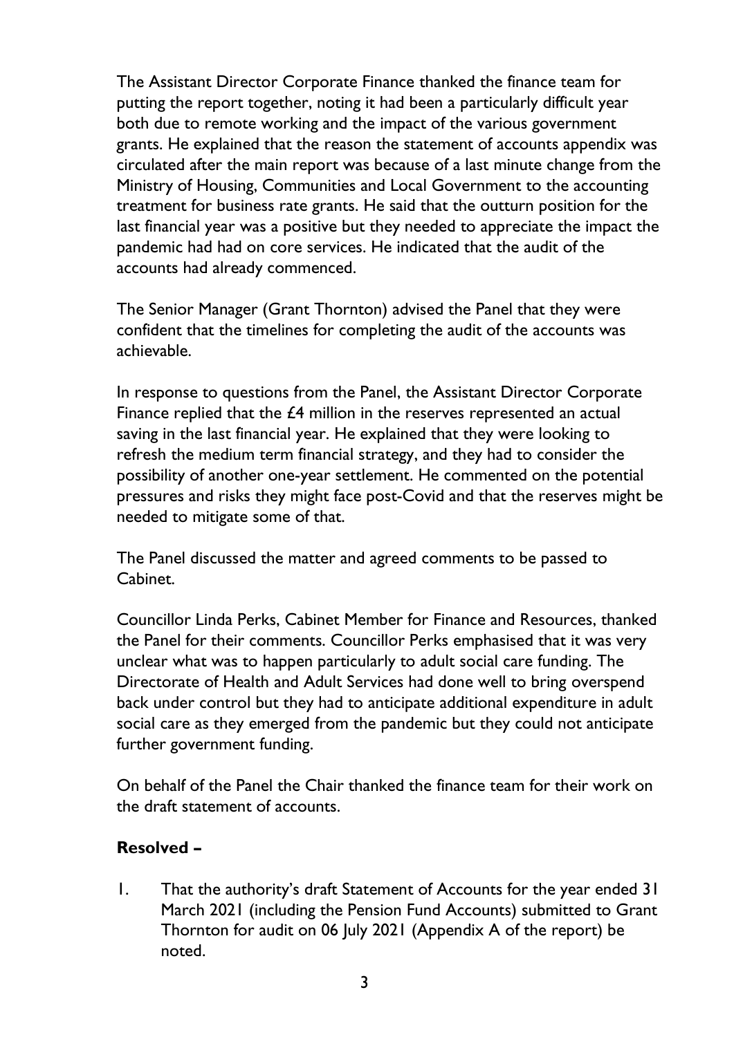The Assistant Director Corporate Finance thanked the finance team for putting the report together, noting it had been a particularly difficult year both due to remote working and the impact of the various government grants. He explained that the reason the statement of accounts appendix was circulated after the main report was because of a last minute change from the Ministry of Housing, Communities and Local Government to the accounting treatment for business rate grants. He said that the outturn position for the last financial year was a positive but they needed to appreciate the impact the pandemic had had on core services. He indicated that the audit of the accounts had already commenced.

The Senior Manager (Grant Thornton) advised the Panel that they were confident that the timelines for completing the audit of the accounts was achievable.

In response to questions from the Panel, the Assistant Director Corporate Finance replied that the £4 million in the reserves represented an actual saving in the last financial year. He explained that they were looking to refresh the medium term financial strategy, and they had to consider the possibility of another one-year settlement. He commented on the potential pressures and risks they might face post-Covid and that the reserves might be needed to mitigate some of that.

The Panel discussed the matter and agreed comments to be passed to Cabinet.

Councillor Linda Perks, Cabinet Member for Finance and Resources, thanked the Panel for their comments. Councillor Perks emphasised that it was very unclear what was to happen particularly to adult social care funding. The Directorate of Health and Adult Services had done well to bring overspend back under control but they had to anticipate additional expenditure in adult social care as they emerged from the pandemic but they could not anticipate further government funding.

On behalf of the Panel the Chair thanked the finance team for their work on the draft statement of accounts.

**Resolved –**

1. That the authority's draft Statement of Accounts for the year ended 31 March 2021 (including the Pension Fund Accounts) submitted to Grant Thornton for audit on 06 July 2021 (Appendix A of the report) be noted.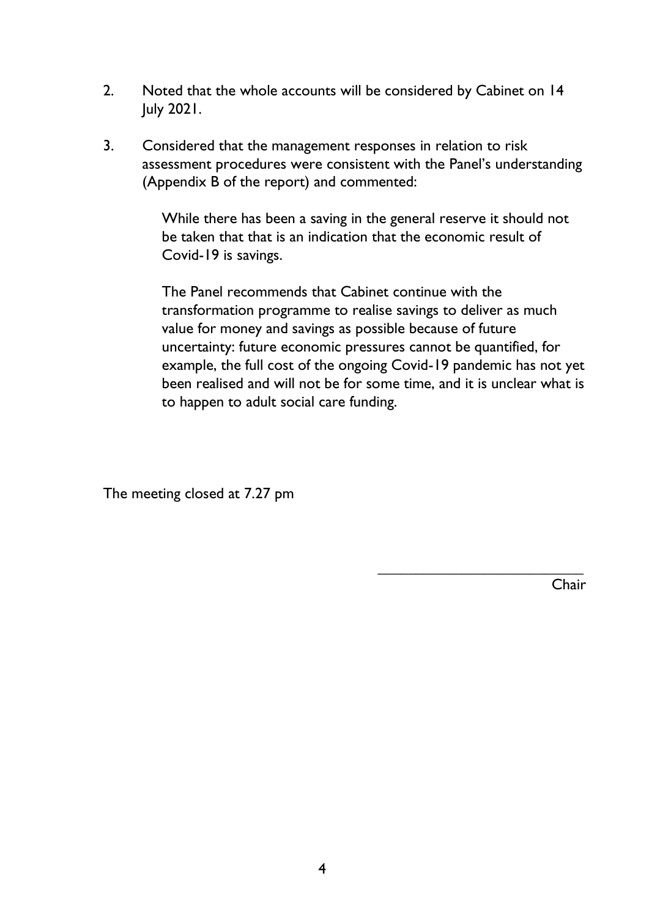2. Noted that the whole accounts will be considered by Cabinet on 14 July 2021.

3. Considered that the management responses in relation to risk assessment procedures were consistent with the Panel's understanding (Appendix B of the report) and commented:

   While there has been a saving in the general reserve it should not be taken that that is an indication that the economic result of Covid-19 is savings.

   The Panel recommends that Cabinet continue with the transformation programme to realise savings to deliver as much value for money and savings as possible because of future uncertainty: future economic pressures cannot be quantified, for example, the full cost of the ongoing Covid-19 pandemic has not yet been realised and will not be for some time, and it is unclear what is to happen to adult social care funding.

The meeting closed at 7.27 pm

___________________________
Chair